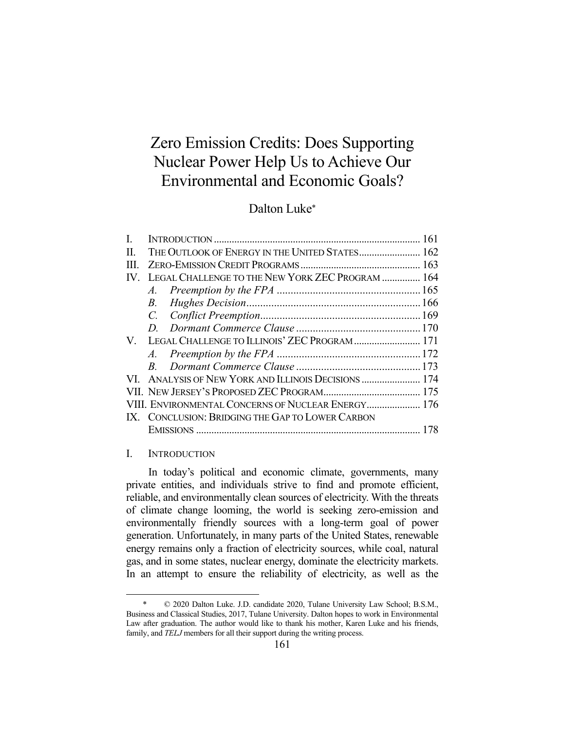# Zero Emission Credits: Does Supporting Nuclear Power Help Us to Achieve Our Environmental and Economic Goals?

Dalton Luke*

| | | |
|---|---|---|
| I. | INTRODUCTION | 161 |
| II. | THE OUTLOOK OF ENERGY IN THE UNITED STATES | 162 |
| III. | ZERO-EMISSION CREDIT PROGRAMS | 163 |
| IV. | LEGAL CHALLENGE TO THE NEW YORK ZEC PROGRAM | 164 |
| | *A. Preemption by the FPA* | 165 |
| | *B. Hughes Decision* | 166 |
| | *C. Conflict Preemption* | 169 |
| | *D. Dormant Commerce Clause* | 170 |
| V. | LEGAL CHALLENGE TO ILLINOIS' ZEC PROGRAM | 171 |
| | *A. Preemption by the FPA* | 172 |
| | *B. Dormant Commerce Clause* | 173 |
| VI. | ANALYSIS OF NEW YORK AND ILLINOIS DECISIONS | 174 |
| VII. | NEW JERSEY'S PROPOSED ZEC PROGRAM | 175 |
| VIII. | ENVIRONMENTAL CONCERNS OF NUCLEAR ENERGY | 176 |
| IX. | CONCLUSION: BRIDGING THE GAP TO LOWER CARBON EMISSIONS | 178 |

## I. INTRODUCTION

In today's political and economic climate, governments, many private entities, and individuals strive to find and promote efficient, reliable, and environmentally clean sources of electricity. With the threats of climate change looming, the world is seeking zero-emission and environmentally friendly sources with a long-term goal of power generation. Unfortunately, in many parts of the United States, renewable energy remains only a fraction of electricity sources, while coal, natural gas, and in some states, nuclear energy, dominate the electricity markets. In an attempt to ensure the reliability of electricity, as well as the

---

\* © 2020 Dalton Luke. J.D. candidate 2020, Tulane University Law School; B.S.M., Business and Classical Studies, 2017, Tulane University. Dalton hopes to work in Environmental Law after graduation. The author would like to thank his mother, Karen Luke and his friends, family, and *TELJ* members for all their support during the writing process.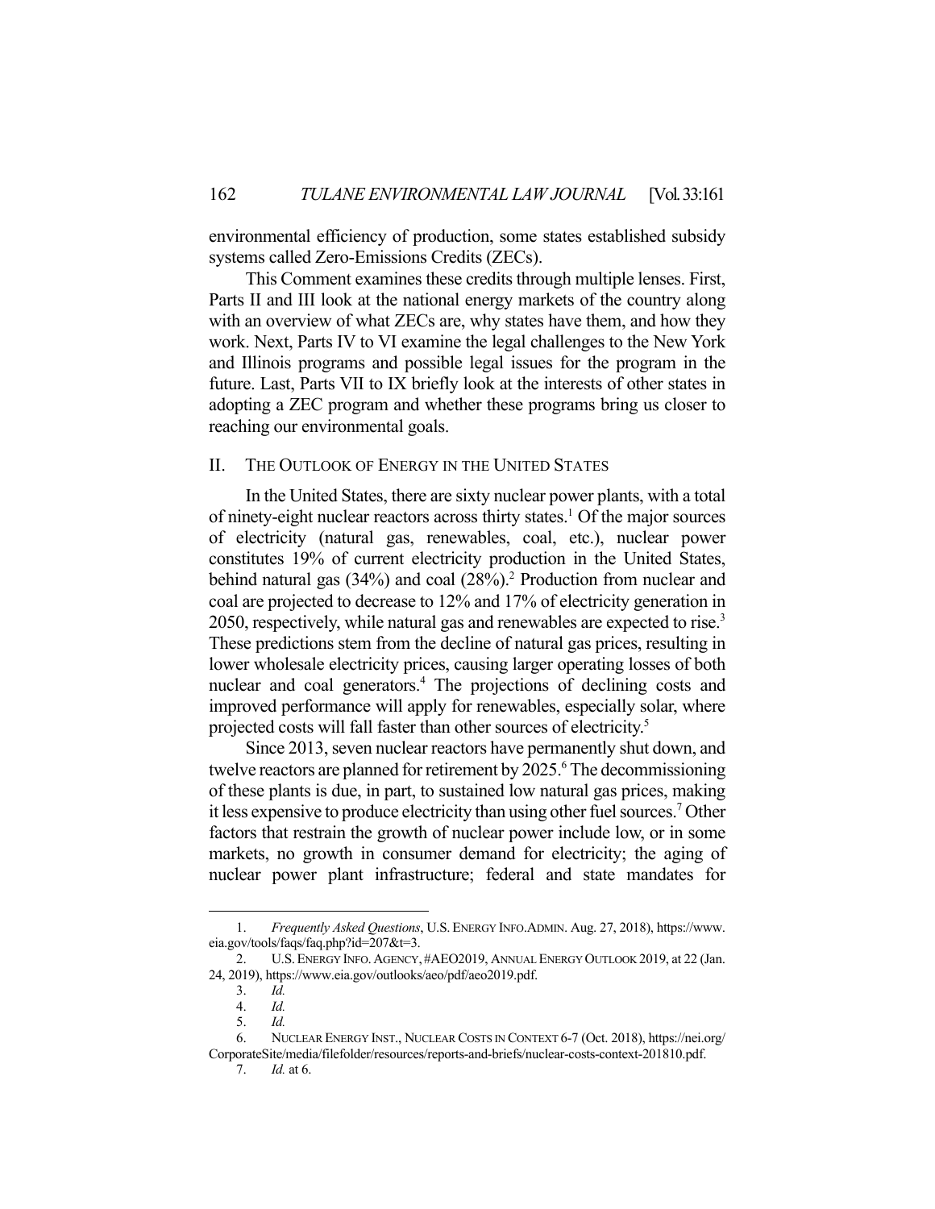environmental efficiency of production, some states established subsidy systems called Zero-Emissions Credits (ZECs).

This Comment examines these credits through multiple lenses. First, Parts II and III look at the national energy markets of the country along with an overview of what ZECs are, why states have them, and how they work. Next, Parts IV to VI examine the legal challenges to the New York and Illinois programs and possible legal issues for the program in the future. Last, Parts VII to IX briefly look at the interests of other states in adopting a ZEC program and whether these programs bring us closer to reaching our environmental goals.

## II. THE OUTLOOK OF ENERGY IN THE UNITED STATES

In the United States, there are sixty nuclear power plants, with a total of ninety-eight nuclear reactors across thirty states.[1] Of the major sources of electricity (natural gas, renewables, coal, etc.), nuclear power constitutes 19% of current electricity production in the United States, behind natural gas (34%) and coal (28%).[2] Production from nuclear and coal are projected to decrease to 12% and 17% of electricity generation in 2050, respectively, while natural gas and renewables are expected to rise.[3] These predictions stem from the decline of natural gas prices, resulting in lower wholesale electricity prices, causing larger operating losses of both nuclear and coal generators.[4] The projections of declining costs and improved performance will apply for renewables, especially solar, where projected costs will fall faster than other sources of electricity.[5]

Since 2013, seven nuclear reactors have permanently shut down, and twelve reactors are planned for retirement by 2025.[6] The decommissioning of these plants is due, in part, to sustained low natural gas prices, making it less expensive to produce electricity than using other fuel sources.[7] Other factors that restrain the growth of nuclear power include low, or in some markets, no growth in consumer demand for electricity; the aging of nuclear power plant infrastructure; federal and state mandates for

---

1. *Frequently Asked Questions*, U.S. ENERGY INFO. ADMIN. Aug. 27, 2018), https://www.eia.gov/tools/faqs/faq.php?id=207&t=3.
2. U.S. ENERGY INFO. AGENCY, #AEO2019, ANNUAL ENERGY OUTLOOK 2019, at 22 (Jan. 24, 2019), https://www.eia.gov/outlooks/aeo/pdf/aeo2019.pdf.
3. *Id.*
4. *Id.*
5. *Id.*
6. NUCLEAR ENERGY INST., NUCLEAR COSTS IN CONTEXT 6-7 (Oct. 2018), https://nei.org/CorporateSite/media/filefolder/resources/reports-and-briefs/nuclear-costs-context-201810.pdf.
7. *Id.* at 6.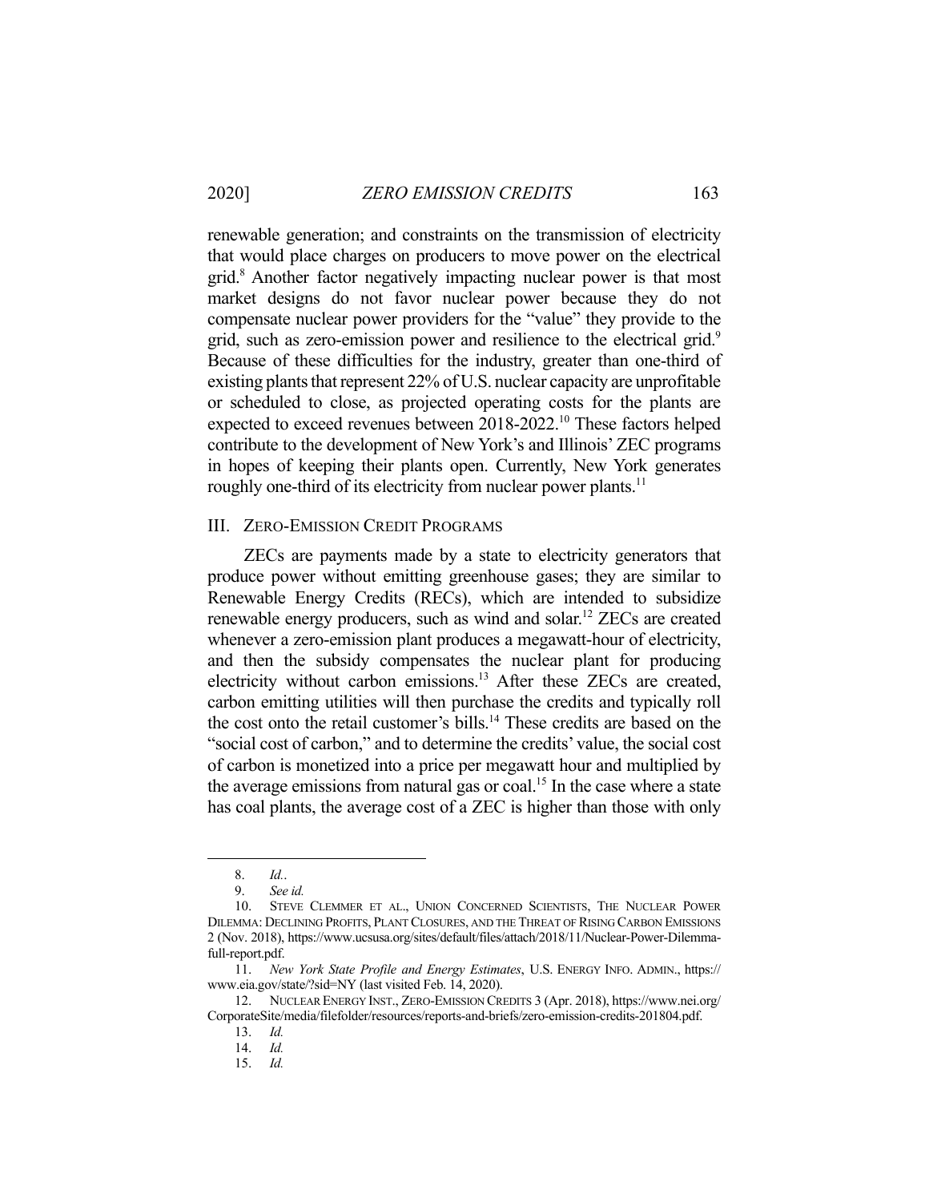renewable generation; and constraints on the transmission of electricity that would place charges on producers to move power on the electrical grid.[8] Another factor negatively impacting nuclear power is that most market designs do not favor nuclear power because they do not compensate nuclear power providers for the "value" they provide to the grid, such as zero-emission power and resilience to the electrical grid.[9] Because of these difficulties for the industry, greater than one-third of existing plants that represent 22% of U.S. nuclear capacity are unprofitable or scheduled to close, as projected operating costs for the plants are expected to exceed revenues between 2018-2022.[10] These factors helped contribute to the development of New York's and Illinois' ZEC programs in hopes of keeping their plants open. Currently, New York generates roughly one-third of its electricity from nuclear power plants.[11]

## III. Zero-Emission Credit Programs

ZECs are payments made by a state to electricity generators that produce power without emitting greenhouse gases; they are similar to Renewable Energy Credits (RECs), which are intended to subsidize renewable energy producers, such as wind and solar.[12] ZECs are created whenever a zero-emission plant produces a megawatt-hour of electricity, and then the subsidy compensates the nuclear plant for producing electricity without carbon emissions.[13] After these ZECs are created, carbon emitting utilities will then purchase the credits and typically roll the cost onto the retail customer's bills.[14] These credits are based on the "social cost of carbon," and to determine the credits' value, the social cost of carbon is monetized into a price per megawatt hour and multiplied by the average emissions from natural gas or coal.[15] In the case where a state has coal plants, the average cost of a ZEC is higher than those with only

---

8. *Id.*.

9. *See id.*

10. Steve Clemmer et al., Union Concerned Scientists, The Nuclear Power Dilemma: Declining Profits, Plant Closures, and the Threat of Rising Carbon Emissions 2 (Nov. 2018), https://www.ucsusa.org/sites/default/files/attach/2018/11/Nuclear-Power-Dilemma-full-report.pdf.

11. *New York State Profile and Energy Estimates*, U.S. Energy Info. Admin., https://www.eia.gov/state/?sid=NY (last visited Feb. 14, 2020).

12. Nuclear Energy Inst., Zero-Emission Credits 3 (Apr. 2018), https://www.nei.org/CorporateSite/media/filefolder/resources/reports-and-briefs/zero-emission-credits-201804.pdf.

13. *Id.*

14. *Id.*

15. *Id.*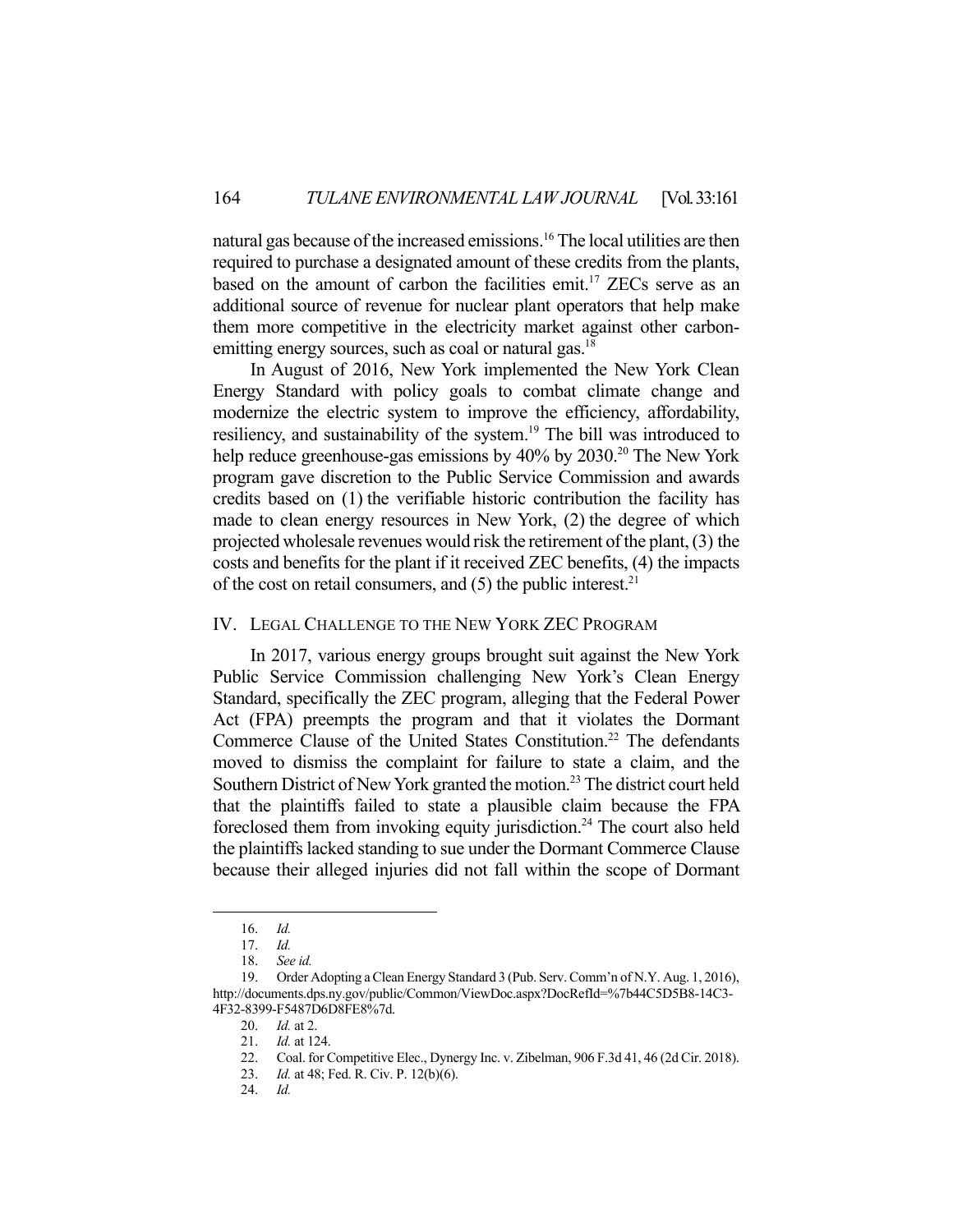natural gas because of the increased emissions.[16] The local utilities are then required to purchase a designated amount of these credits from the plants, based on the amount of carbon the facilities emit.[17] ZECs serve as an additional source of revenue for nuclear plant operators that help make them more competitive in the electricity market against other carbon-emitting energy sources, such as coal or natural gas.[18]

In August of 2016, New York implemented the New York Clean Energy Standard with policy goals to combat climate change and modernize the electric system to improve the efficiency, affordability, resiliency, and sustainability of the system.[19] The bill was introduced to help reduce greenhouse-gas emissions by 40% by 2030.[20] The New York program gave discretion to the Public Service Commission and awards credits based on (1) the verifiable historic contribution the facility has made to clean energy resources in New York, (2) the degree of which projected wholesale revenues would risk the retirement of the plant, (3) the costs and benefits for the plant if it received ZEC benefits, (4) the impacts of the cost on retail consumers, and (5) the public interest.[21]

## IV. LEGAL CHALLENGE TO THE NEW YORK ZEC PROGRAM

In 2017, various energy groups brought suit against the New York Public Service Commission challenging New York's Clean Energy Standard, specifically the ZEC program, alleging that the Federal Power Act (FPA) preempts the program and that it violates the Dormant Commerce Clause of the United States Constitution.[22] The defendants moved to dismiss the complaint for failure to state a claim, and the Southern District of New York granted the motion.[23] The district court held that the plaintiffs failed to state a plausible claim because the FPA foreclosed them from invoking equity jurisdiction.[24] The court also held the plaintiffs lacked standing to sue under the Dormant Commerce Clause because their alleged injuries did not fall within the scope of Dormant

---

16. *Id.*
17. *Id.*
18. *See id.*
19. Order Adopting a Clean Energy Standard 3 (Pub. Serv. Comm'n of N.Y. Aug. 1, 2016), http://documents.dps.ny.gov/public/Common/ViewDoc.aspx?DocRefId=%7b44C5D5B8-14C3-4F32-8399-F5487D6D8FE8%7d.
20. *Id.* at 2.
21. *Id.* at 124.
22. Coal. for Competitive Elec., Dynergy Inc. v. Zibelman, 906 F.3d 41, 46 (2d Cir. 2018).
23. *Id.* at 48; Fed. R. Civ. P. 12(b)(6).
24. *Id.*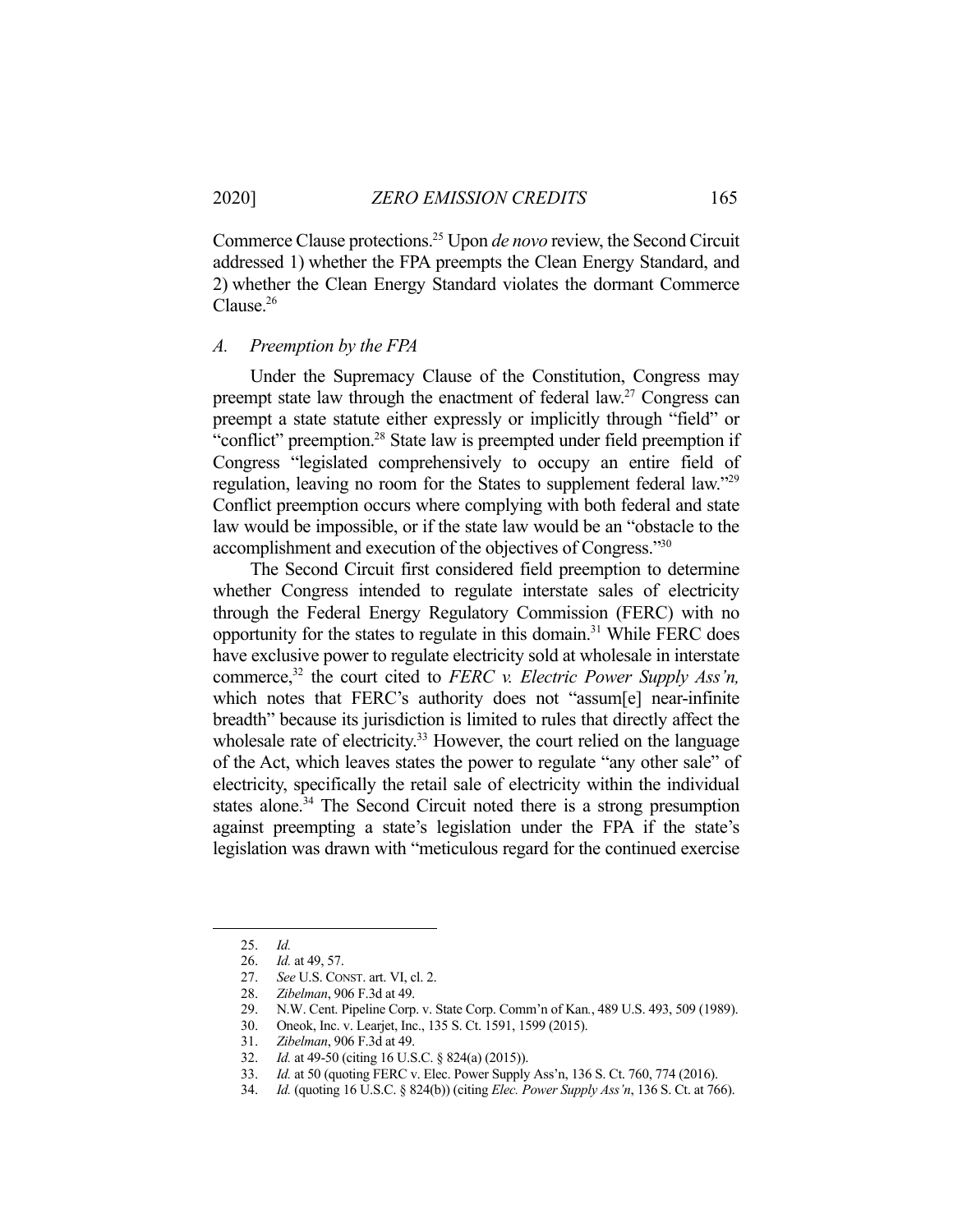Commerce Clause protections.[25] Upon *de novo* review, the Second Circuit addressed 1) whether the FPA preempts the Clean Energy Standard, and 2) whether the Clean Energy Standard violates the dormant Commerce Clause.[26]

### *A. Preemption by the FPA*

Under the Supremacy Clause of the Constitution, Congress may preempt state law through the enactment of federal law.[27] Congress can preempt a state statute either expressly or implicitly through "field" or "conflict" preemption.[28] State law is preempted under field preemption if Congress "legislated comprehensively to occupy an entire field of regulation, leaving no room for the States to supplement federal law."[29] Conflict preemption occurs where complying with both federal and state law would be impossible, or if the state law would be an "obstacle to the accomplishment and execution of the objectives of Congress."[30]

The Second Circuit first considered field preemption to determine whether Congress intended to regulate interstate sales of electricity through the Federal Energy Regulatory Commission (FERC) with no opportunity for the states to regulate in this domain.[31] While FERC does have exclusive power to regulate electricity sold at wholesale in interstate commerce,[32] the court cited to *FERC v. Electric Power Supply Ass'n,* which notes that FERC's authority does not "assum[e] near-infinite breadth" because its jurisdiction is limited to rules that directly affect the wholesale rate of electricity.[33] However, the court relied on the language of the Act, which leaves states the power to regulate "any other sale" of electricity, specifically the retail sale of electricity within the individual states alone.[34] The Second Circuit noted there is a strong presumption against preempting a state's legislation under the FPA if the state's legislation was drawn with "meticulous regard for the continued exercise

---

25. *Id.*
26. *Id.* at 49, 57.
27. *See* U.S. CONST. art. VI, cl. 2.
28. *Zibelman*, 906 F.3d at 49.
29. N.W. Cent. Pipeline Corp. v. State Corp. Comm'n of Kan., 489 U.S. 493, 509 (1989).
30. Oneok, Inc. v. Learjet, Inc., 135 S. Ct. 1591, 1599 (2015).
31. *Zibelman*, 906 F.3d at 49.
32. *Id.* at 49-50 (citing 16 U.S.C. § 824(a) (2015)).
33. *Id.* at 50 (quoting FERC v. Elec. Power Supply Ass'n, 136 S. Ct. 760, 774 (2016).
34. *Id.* (quoting 16 U.S.C. § 824(b)) (citing *Elec. Power Supply Ass'n*, 136 S. Ct. at 766).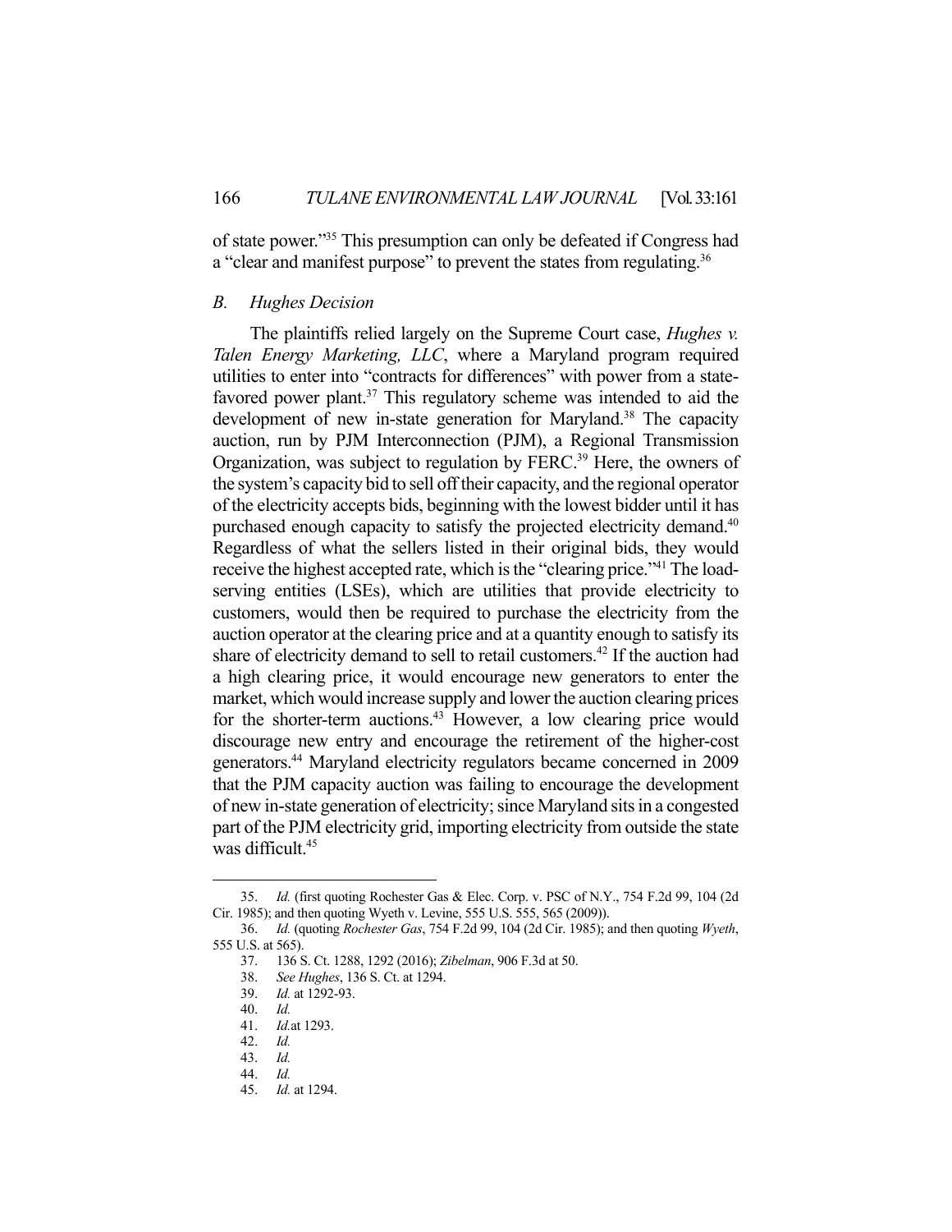of state power."[35] This presumption can only be defeated if Congress had a "clear and manifest purpose" to prevent the states from regulating.[36]

### *B. Hughes Decision*

The plaintiffs relied largely on the Supreme Court case, *Hughes v. Talen Energy Marketing, LLC*, where a Maryland program required utilities to enter into "contracts for differences" with power from a state-favored power plant.[37] This regulatory scheme was intended to aid the development of new in-state generation for Maryland.[38] The capacity auction, run by PJM Interconnection (PJM), a Regional Transmission Organization, was subject to regulation by FERC.[39] Here, the owners of the system's capacity bid to sell off their capacity, and the regional operator of the electricity accepts bids, beginning with the lowest bidder until it has purchased enough capacity to satisfy the projected electricity demand.[40] Regardless of what the sellers listed in their original bids, they would receive the highest accepted rate, which is the "clearing price."[41] The load-serving entities (LSEs), which are utilities that provide electricity to customers, would then be required to purchase the electricity from the auction operator at the clearing price and at a quantity enough to satisfy its share of electricity demand to sell to retail customers.[42] If the auction had a high clearing price, it would encourage new generators to enter the market, which would increase supply and lower the auction clearing prices for the shorter-term auctions.[43] However, a low clearing price would discourage new entry and encourage the retirement of the higher-cost generators.[44] Maryland electricity regulators became concerned in 2009 that the PJM capacity auction was failing to encourage the development of new in-state generation of electricity; since Maryland sits in a congested part of the PJM electricity grid, importing electricity from outside the state was difficult.[45]

---

35. *Id.* (first quoting Rochester Gas & Elec. Corp. v. PSC of N.Y., 754 F.2d 99, 104 (2d Cir. 1985); and then quoting Wyeth v. Levine, 555 U.S. 555, 565 (2009)).

36. *Id.* (quoting *Rochester Gas*, 754 F.2d 99, 104 (2d Cir. 1985); and then quoting *Wyeth*, 555 U.S. at 565).

37. 136 S. Ct. 1288, 1292 (2016); *Zibelman*, 906 F.3d at 50.

38. *See Hughes*, 136 S. Ct. at 1294.

39. *Id.* at 1292-93.

40. *Id.*

41. *Id.* at 1293.

42. *Id.*

43. *Id.*

44. *Id.*

45. *Id.* at 1294.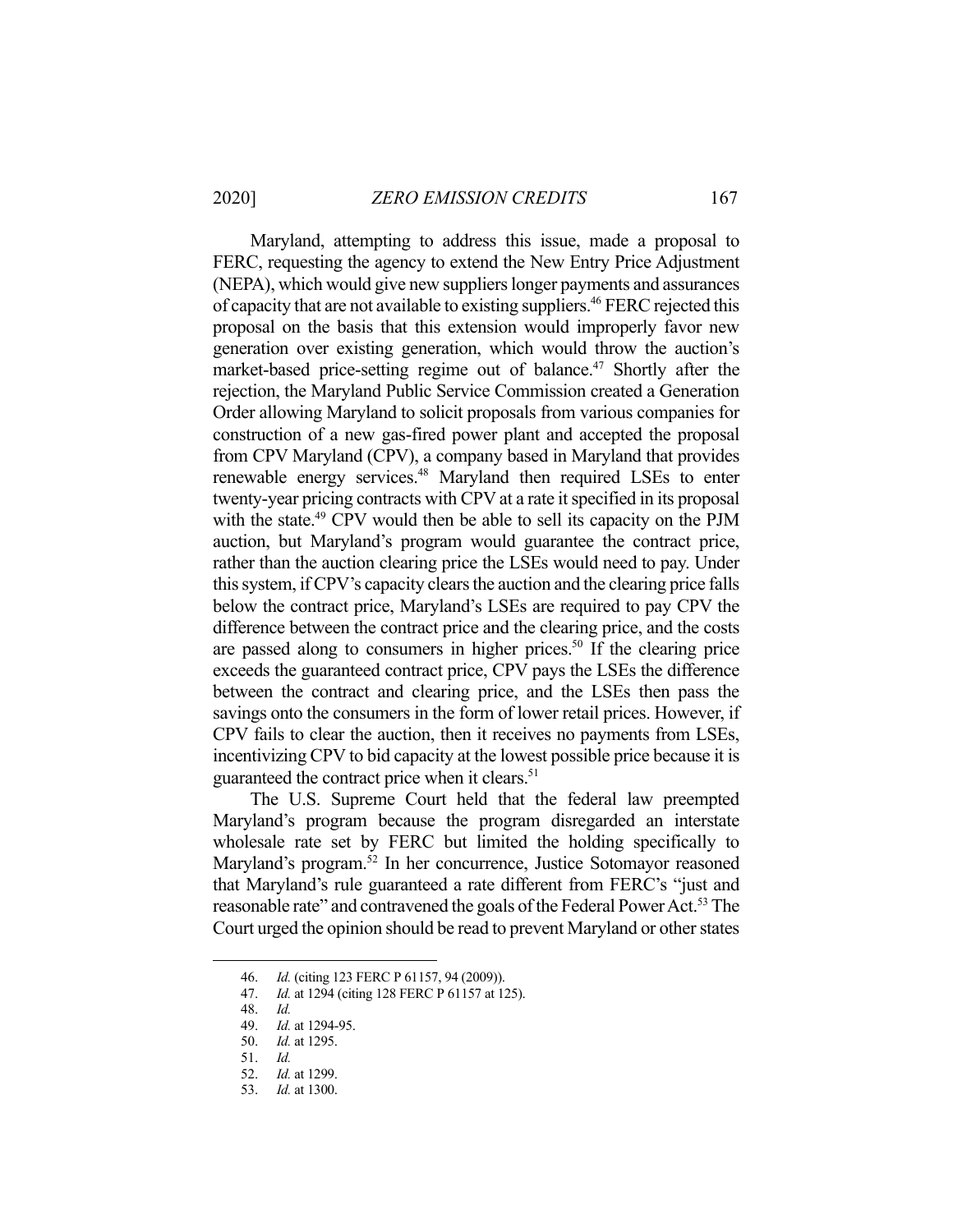Maryland, attempting to address this issue, made a proposal to FERC, requesting the agency to extend the New Entry Price Adjustment (NEPA), which would give new suppliers longer payments and assurances of capacity that are not available to existing suppliers.[46] FERC rejected this proposal on the basis that this extension would improperly favor new generation over existing generation, which would throw the auction's market-based price-setting regime out of balance.[47] Shortly after the rejection, the Maryland Public Service Commission created a Generation Order allowing Maryland to solicit proposals from various companies for construction of a new gas-fired power plant and accepted the proposal from CPV Maryland (CPV), a company based in Maryland that provides renewable energy services.[48] Maryland then required LSEs to enter twenty-year pricing contracts with CPV at a rate it specified in its proposal with the state.[49] CPV would then be able to sell its capacity on the PJM auction, but Maryland's program would guarantee the contract price, rather than the auction clearing price the LSEs would need to pay. Under this system, if CPV's capacity clears the auction and the clearing price falls below the contract price, Maryland's LSEs are required to pay CPV the difference between the contract price and the clearing price, and the costs are passed along to consumers in higher prices.[50] If the clearing price exceeds the guaranteed contract price, CPV pays the LSEs the difference between the contract and clearing price, and the LSEs then pass the savings onto the consumers in the form of lower retail prices. However, if CPV fails to clear the auction, then it receives no payments from LSEs, incentivizing CPV to bid capacity at the lowest possible price because it is guaranteed the contract price when it clears.[51]

The U.S. Supreme Court held that the federal law preempted Maryland's program because the program disregarded an interstate wholesale rate set by FERC but limited the holding specifically to Maryland's program.[52] In her concurrence, Justice Sotomayor reasoned that Maryland's rule guaranteed a rate different from FERC's "just and reasonable rate" and contravened the goals of the Federal Power Act.[53] The Court urged the opinion should be read to prevent Maryland or other states

---

46. *Id.* (citing 123 FERC P 61157, 94 (2009)).
47. *Id.* at 1294 (citing 128 FERC P 61157 at 125).
48. *Id.*
49. *Id.* at 1294-95.
50. *Id.* at 1295.
51. *Id.*
52. *Id.* at 1299.
53. *Id.* at 1300.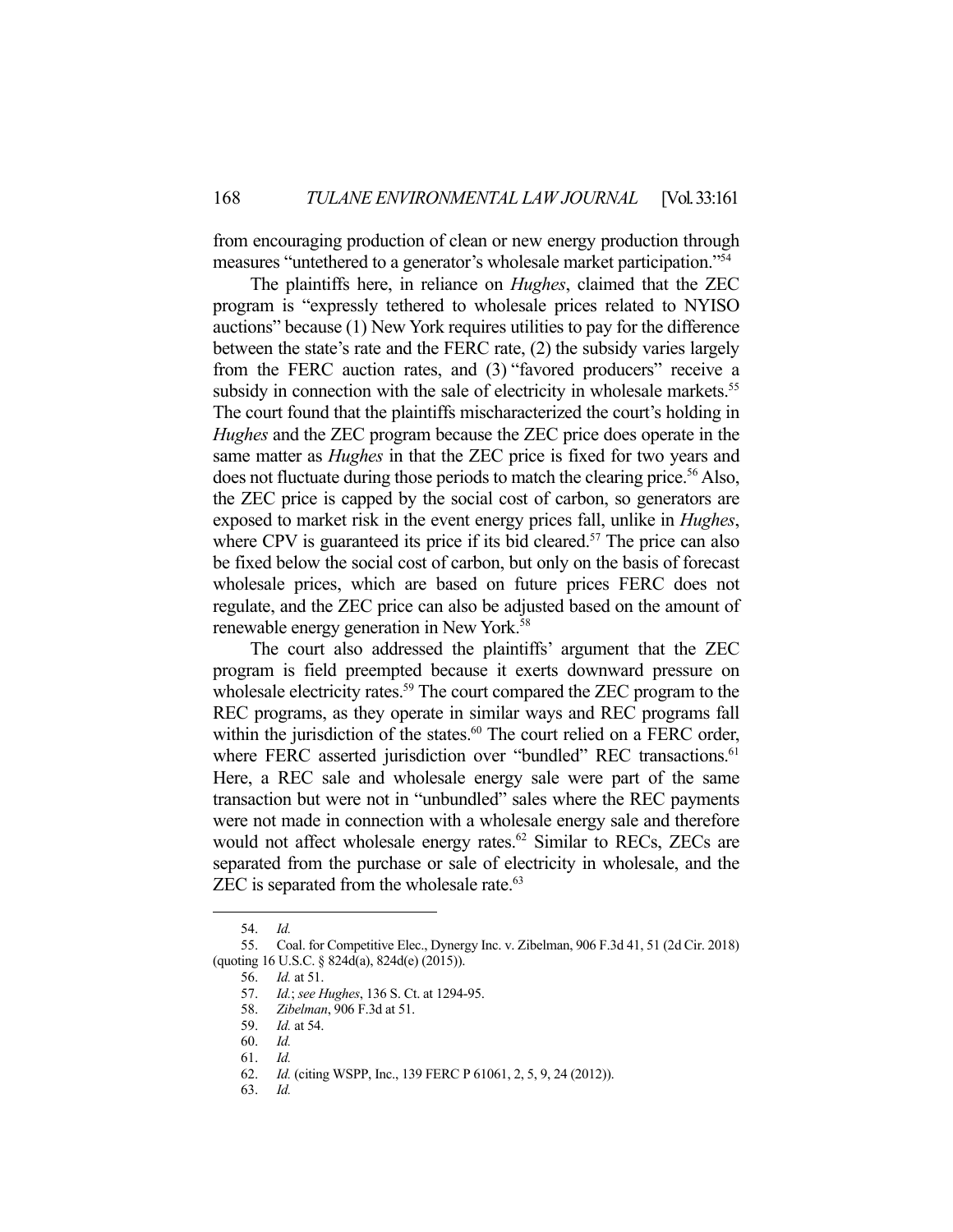from encouraging production of clean or new energy production through measures "untethered to a generator's wholesale market participation."[54]

The plaintiffs here, in reliance on *Hughes*, claimed that the ZEC program is "expressly tethered to wholesale prices related to NYISO auctions" because (1) New York requires utilities to pay for the difference between the state's rate and the FERC rate, (2) the subsidy varies largely from the FERC auction rates, and (3) "favored producers" receive a subsidy in connection with the sale of electricity in wholesale markets.[55] The court found that the plaintiffs mischaracterized the court's holding in *Hughes* and the ZEC program because the ZEC price does operate in the same matter as *Hughes* in that the ZEC price is fixed for two years and does not fluctuate during those periods to match the clearing price.[56] Also, the ZEC price is capped by the social cost of carbon, so generators are exposed to market risk in the event energy prices fall, unlike in *Hughes*, where CPV is guaranteed its price if its bid cleared.[57] The price can also be fixed below the social cost of carbon, but only on the basis of forecast wholesale prices, which are based on future prices FERC does not regulate, and the ZEC price can also be adjusted based on the amount of renewable energy generation in New York.[58]

The court also addressed the plaintiffs' argument that the ZEC program is field preempted because it exerts downward pressure on wholesale electricity rates.[59] The court compared the ZEC program to the REC programs, as they operate in similar ways and REC programs fall within the jurisdiction of the states.[60] The court relied on a FERC order, where FERC asserted jurisdiction over "bundled" REC transactions.[61] Here, a REC sale and wholesale energy sale were part of the same transaction but were not in "unbundled" sales where the REC payments were not made in connection with a wholesale energy sale and therefore would not affect wholesale energy rates.[62] Similar to RECs, ZECs are separated from the purchase or sale of electricity in wholesale, and the ZEC is separated from the wholesale rate.[63]

---

54. *Id.*
55. Coal. for Competitive Elec., Dynergy Inc. v. Zibelman, 906 F.3d 41, 51 (2d Cir. 2018) (quoting 16 U.S.C. § 824d(a), 824d(e) (2015)).
56. *Id.* at 51.
57. *Id.*; *see Hughes*, 136 S. Ct. at 1294-95.
58. *Zibelman*, 906 F.3d at 51.
59. *Id.* at 54.
60. *Id.*
61. *Id.*
62. *Id.* (citing WSPP, Inc., 139 FERC P 61061, 2, 5, 9, 24 (2012)).
63. *Id.*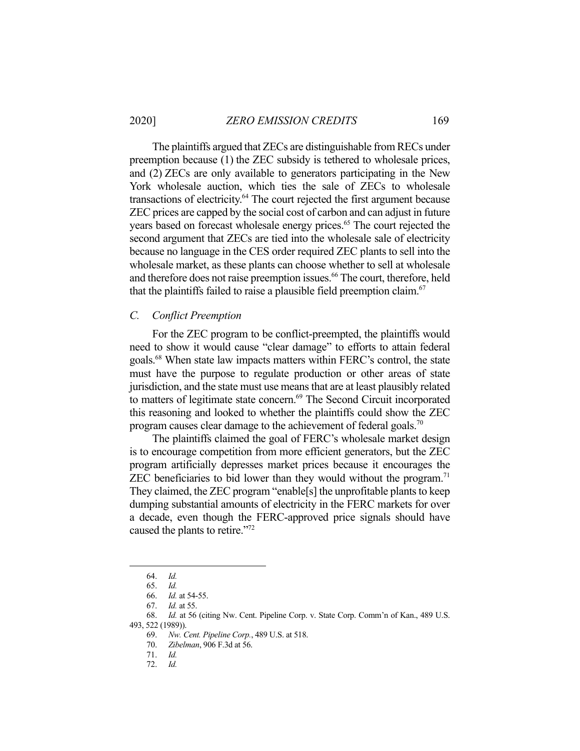The plaintiffs argued that ZECs are distinguishable from RECs under preemption because (1) the ZEC subsidy is tethered to wholesale prices, and (2) ZECs are only available to generators participating in the New York wholesale auction, which ties the sale of ZECs to wholesale transactions of electricity.[64] The court rejected the first argument because ZEC prices are capped by the social cost of carbon and can adjust in future years based on forecast wholesale energy prices.[65] The court rejected the second argument that ZECs are tied into the wholesale sale of electricity because no language in the CES order required ZEC plants to sell into the wholesale market, as these plants can choose whether to sell at wholesale and therefore does not raise preemption issues.[66] The court, therefore, held that the plaintiffs failed to raise a plausible field preemption claim.[67]

### *C. Conflict Preemption*

For the ZEC program to be conflict-preempted, the plaintiffs would need to show it would cause "clear damage" to efforts to attain federal goals.[68] When state law impacts matters within FERC's control, the state must have the purpose to regulate production or other areas of state jurisdiction, and the state must use means that are at least plausibly related to matters of legitimate state concern.[69] The Second Circuit incorporated this reasoning and looked to whether the plaintiffs could show the ZEC program causes clear damage to the achievement of federal goals.[70]

The plaintiffs claimed the goal of FERC's wholesale market design is to encourage competition from more efficient generators, but the ZEC program artificially depresses market prices because it encourages the ZEC beneficiaries to bid lower than they would without the program.[71] They claimed, the ZEC program "enable[s] the unprofitable plants to keep dumping substantial amounts of electricity in the FERC markets for over a decade, even though the FERC-approved price signals should have caused the plants to retire."[72]

---

64. *Id.*

65. *Id.*

66. *Id.* at 54-55.

67. *Id.* at 55.

68. *Id.* at 56 (citing Nw. Cent. Pipeline Corp. v. State Corp. Comm'n of Kan., 489 U.S. 493, 522 (1989)).

69. *Nw. Cent. Pipeline Corp.*, 489 U.S. at 518.

70. *Zibelman*, 906 F.3d at 56.

71. *Id.*

72. *Id.*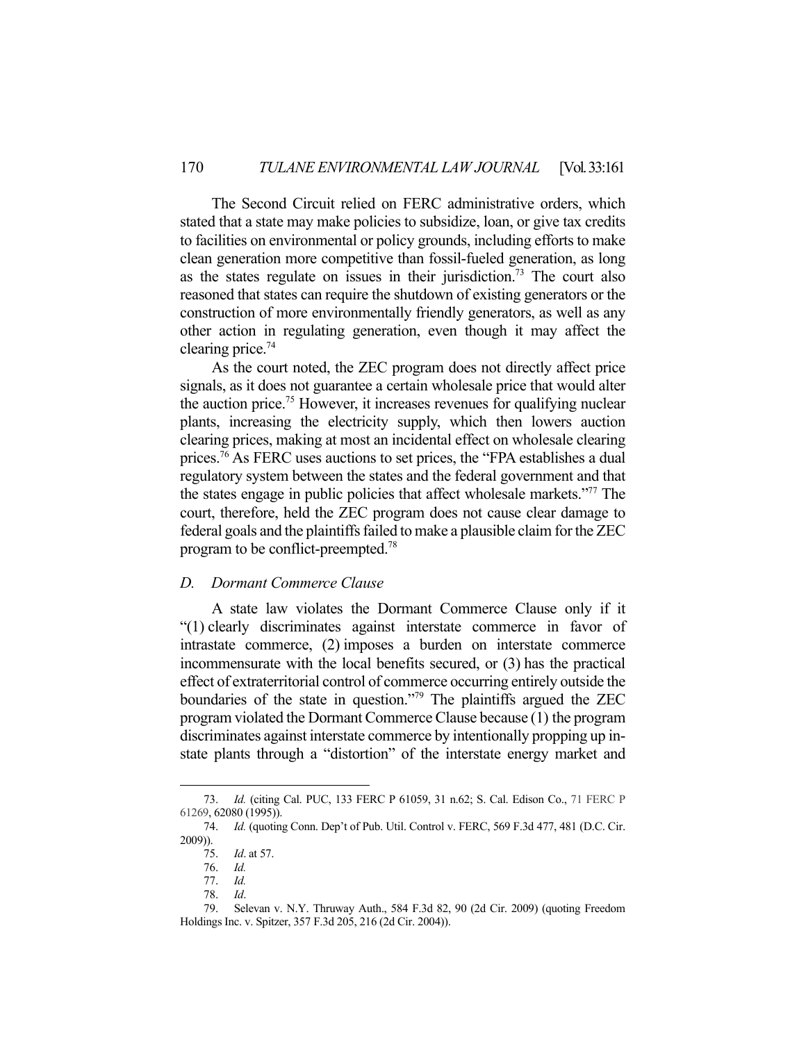The Second Circuit relied on FERC administrative orders, which stated that a state may make policies to subsidize, loan, or give tax credits to facilities on environmental or policy grounds, including efforts to make clean generation more competitive than fossil-fueled generation, as long as the states regulate on issues in their jurisdiction.[73] The court also reasoned that states can require the shutdown of existing generators or the construction of more environmentally friendly generators, as well as any other action in regulating generation, even though it may affect the clearing price.[74]

As the court noted, the ZEC program does not directly affect price signals, as it does not guarantee a certain wholesale price that would alter the auction price.[75] However, it increases revenues for qualifying nuclear plants, increasing the electricity supply, which then lowers auction clearing prices, making at most an incidental effect on wholesale clearing prices.[76] As FERC uses auctions to set prices, the "FPA establishes a dual regulatory system between the states and the federal government and that the states engage in public policies that affect wholesale markets."[77] The court, therefore, held the ZEC program does not cause clear damage to federal goals and the plaintiffs failed to make a plausible claim for the ZEC program to be conflict-preempted.[78]

### *D. Dormant Commerce Clause*

A state law violates the Dormant Commerce Clause only if it "(1) clearly discriminates against interstate commerce in favor of intrastate commerce, (2) imposes a burden on interstate commerce incommensurate with the local benefits secured, or (3) has the practical effect of extraterritorial control of commerce occurring entirely outside the boundaries of the state in question."[79] The plaintiffs argued the ZEC program violated the Dormant Commerce Clause because (1) the program discriminates against interstate commerce by intentionally propping up in-state plants through a "distortion" of the interstate energy market and

---

73. *Id.* (citing Cal. PUC, 133 FERC P 61059, 31 n.62; S. Cal. Edison Co., 71 FERC P 61269, 62080 (1995)).

74. *Id.* (quoting Conn. Dep't of Pub. Util. Control v. FERC, 569 F.3d 477, 481 (D.C. Cir. 2009)).

75. *Id*. at 57.

76. *Id.*

77. *Id.*

78. *Id*.

79. Selevan v. N.Y. Thruway Auth., 584 F.3d 82, 90 (2d Cir. 2009) (quoting Freedom Holdings Inc. v. Spitzer, 357 F.3d 205, 216 (2d Cir. 2004)).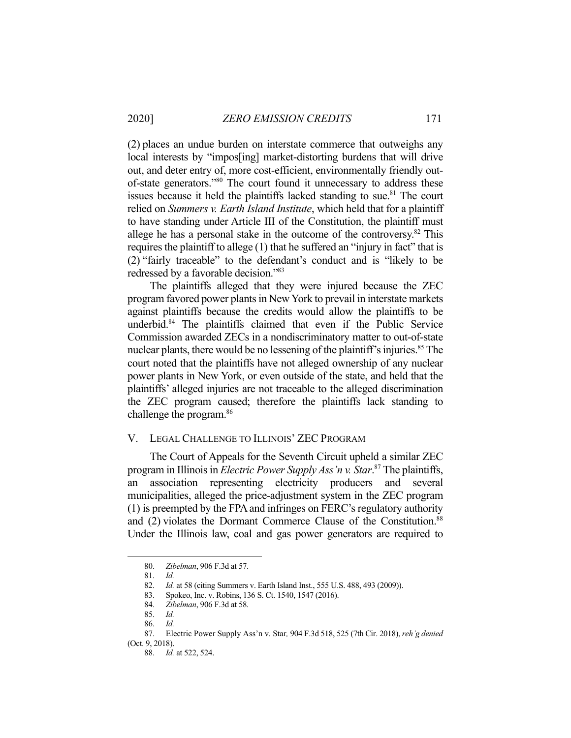(2) places an undue burden on interstate commerce that outweighs any local interests by "impos[ing] market-distorting burdens that will drive out, and deter entry of, more cost-efficient, environmentally friendly out-of-state generators."[80] The court found it unnecessary to address these issues because it held the plaintiffs lacked standing to sue.[81] The court relied on *Summers v. Earth Island Institute*, which held that for a plaintiff to have standing under Article III of the Constitution, the plaintiff must allege he has a personal stake in the outcome of the controversy.[82] This requires the plaintiff to allege (1) that he suffered an "injury in fact" that is (2) "fairly traceable" to the defendant's conduct and is "likely to be redressed by a favorable decision."[83]

The plaintiffs alleged that they were injured because the ZEC program favored power plants in New York to prevail in interstate markets against plaintiffs because the credits would allow the plaintiffs to be underbid.[84] The plaintiffs claimed that even if the Public Service Commission awarded ZECs in a nondiscriminatory matter to out-of-state nuclear plants, there would be no lessening of the plaintiff's injuries.[85] The court noted that the plaintiffs have not alleged ownership of any nuclear power plants in New York, or even outside of the state, and held that the plaintiffs' alleged injuries are not traceable to the alleged discrimination the ZEC program caused; therefore the plaintiffs lack standing to challenge the program.[86]

## V. LEGAL CHALLENGE TO ILLINOIS' ZEC PROGRAM

The Court of Appeals for the Seventh Circuit upheld a similar ZEC program in Illinois in *Electric Power Supply Ass'n v. Star*.[87] The plaintiffs, an association representing electricity producers and several municipalities, alleged the price-adjustment system in the ZEC program (1) is preempted by the FPA and infringes on FERC's regulatory authority and (2) violates the Dormant Commerce Clause of the Constitution.[88] Under the Illinois law, coal and gas power generators are required to

---

80. *Zibelman*, 906 F.3d at 57.

81. *Id.*

82. *Id.* at 58 (citing Summers v. Earth Island Inst., 555 U.S. 488, 493 (2009)).

83. Spokeo, Inc. v. Robins, 136 S. Ct. 1540, 1547 (2016).

84. *Zibelman*, 906 F.3d at 58.

85. *Id.*

86. *Id.*

87. Electric Power Supply Ass'n v. Star, 904 F.3d 518, 525 (7th Cir. 2018), *reh'g denied* (Oct. 9, 2018).

88. *Id.* at 522, 524.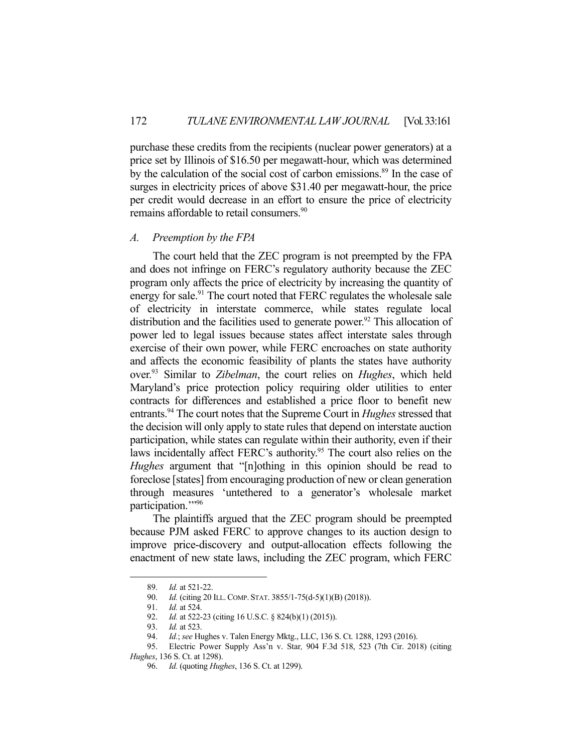purchase these credits from the recipients (nuclear power generators) at a price set by Illinois of $16.50 per megawatt-hour, which was determined by the calculation of the social cost of carbon emissions.[89] In the case of surges in electricity prices of above $31.40 per megawatt-hour, the price per credit would decrease in an effort to ensure the price of electricity remains affordable to retail consumers.[90]

### *A. Preemption by the FPA*

The court held that the ZEC program is not preempted by the FPA and does not infringe on FERC's regulatory authority because the ZEC program only affects the price of electricity by increasing the quantity of energy for sale.[91] The court noted that FERC regulates the wholesale sale of electricity in interstate commerce, while states regulate local distribution and the facilities used to generate power.[92] This allocation of power led to legal issues because states affect interstate sales through exercise of their own power, while FERC encroaches on state authority and affects the economic feasibility of plants the states have authority over.[93] Similar to *Zibelman*, the court relies on *Hughes*, which held Maryland's price protection policy requiring older utilities to enter contracts for differences and established a price floor to benefit new entrants.[94] The court notes that the Supreme Court in *Hughes* stressed that the decision will only apply to state rules that depend on interstate auction participation, while states can regulate within their authority, even if their laws incidentally affect FERC's authority.[95] The court also relies on the *Hughes* argument that "[n]othing in this opinion should be read to foreclose [states] from encouraging production of new or clean generation through measures 'untethered to a generator's wholesale market participation.'"[96]

The plaintiffs argued that the ZEC program should be preempted because PJM asked FERC to approve changes to its auction design to improve price-discovery and output-allocation effects following the enactment of new state laws, including the ZEC program, which FERC

---

89. *Id.* at 521-22.

90. *Id.* (citing 20 ILL. COMP. STAT. 3855/1-75(d-5)(1)(B) (2018)).

91. *Id.* at 524.

92. *Id.* at 522-23 (citing 16 U.S.C. § 824(b)(1) (2015)).

93. *Id.* at 523.

94. *Id.*; *see* Hughes v. Talen Energy Mktg., LLC, 136 S. Ct. 1288, 1293 (2016).

95. Electric Power Supply Ass'n v. Star*,* 904 F.3d 518, 523 (7th Cir. 2018) (citing *Hughes*, 136 S. Ct. at 1298).

96. *Id.* (quoting *Hughes*, 136 S. Ct. at 1299).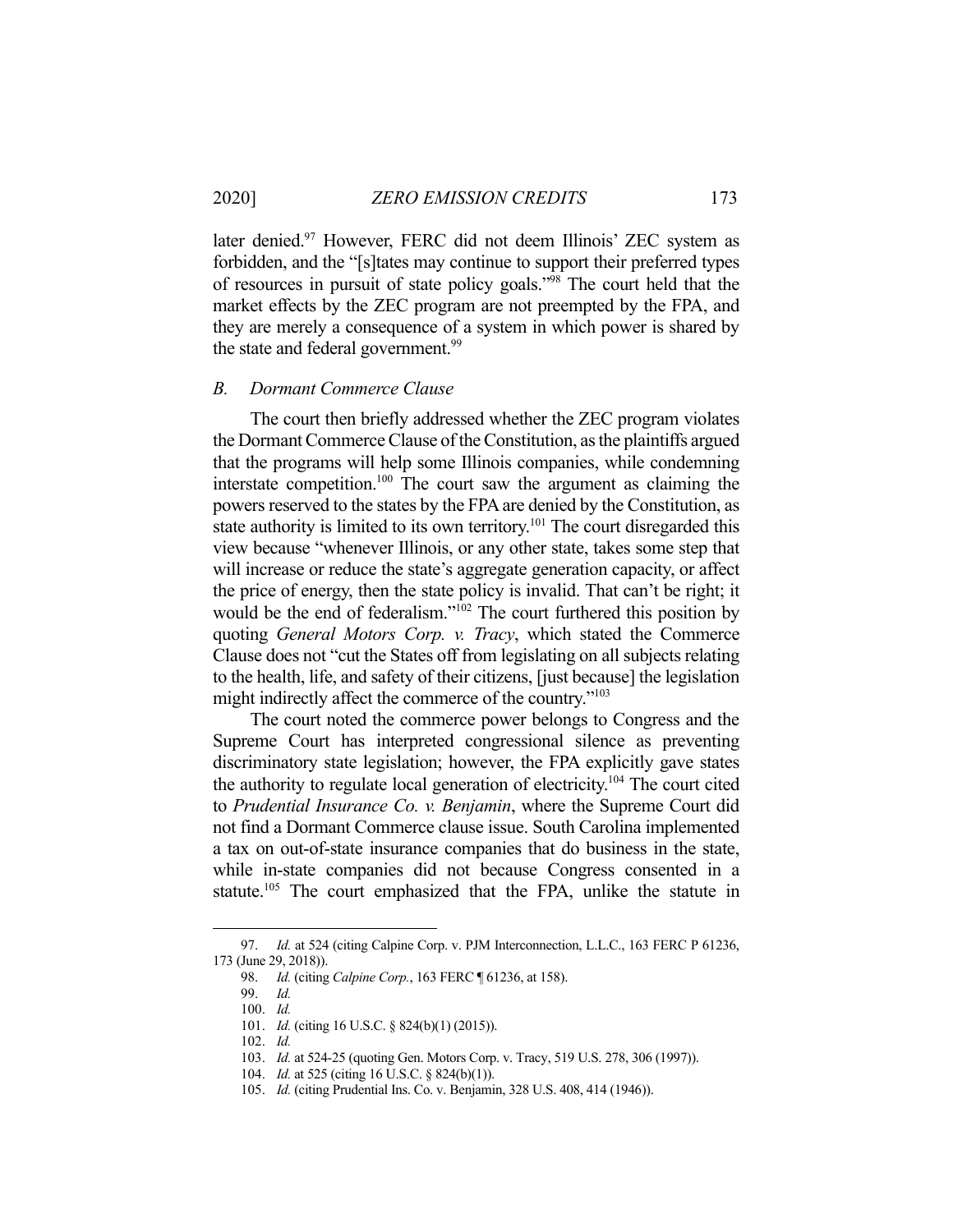later denied.[97] However, FERC did not deem Illinois' ZEC system as forbidden, and the "[s]tates may continue to support their preferred types of resources in pursuit of state policy goals."[98] The court held that the market effects by the ZEC program are not preempted by the FPA, and they are merely a consequence of a system in which power is shared by the state and federal government.[99]

### *B. Dormant Commerce Clause*

The court then briefly addressed whether the ZEC program violates the Dormant Commerce Clause of the Constitution, as the plaintiffs argued that the programs will help some Illinois companies, while condemning interstate competition.[100] The court saw the argument as claiming the powers reserved to the states by the FPA are denied by the Constitution, as state authority is limited to its own territory.[101] The court disregarded this view because "whenever Illinois, or any other state, takes some step that will increase or reduce the state's aggregate generation capacity, or affect the price of energy, then the state policy is invalid. That can't be right; it would be the end of federalism."[102] The court furthered this position by quoting *General Motors Corp. v. Tracy*, which stated the Commerce Clause does not "cut the States off from legislating on all subjects relating to the health, life, and safety of their citizens, [just because] the legislation might indirectly affect the commerce of the country."[103]

The court noted the commerce power belongs to Congress and the Supreme Court has interpreted congressional silence as preventing discriminatory state legislation; however, the FPA explicitly gave states the authority to regulate local generation of electricity.[104] The court cited to *Prudential Insurance Co. v. Benjamin*, where the Supreme Court did not find a Dormant Commerce clause issue. South Carolina implemented a tax on out-of-state insurance companies that do business in the state, while in-state companies did not because Congress consented in a statute.[105] The court emphasized that the FPA, unlike the statute in

---

97. *Id.* at 524 (citing Calpine Corp. v. PJM Interconnection, L.L.C., 163 FERC P 61236, 173 (June 29, 2018)).

98. *Id.* (citing *Calpine Corp.*, 163 FERC ¶ 61236, at 158).

99. *Id.*

100. *Id.*

101. *Id.* (citing 16 U.S.C. § 824(b)(1) (2015)).

102. *Id.*

103. *Id.* at 524-25 (quoting Gen. Motors Corp. v. Tracy, 519 U.S. 278, 306 (1997)).

104. *Id.* at 525 (citing 16 U.S.C. § 824(b)(1)).

105. *Id.* (citing Prudential Ins. Co. v. Benjamin, 328 U.S. 408, 414 (1946)).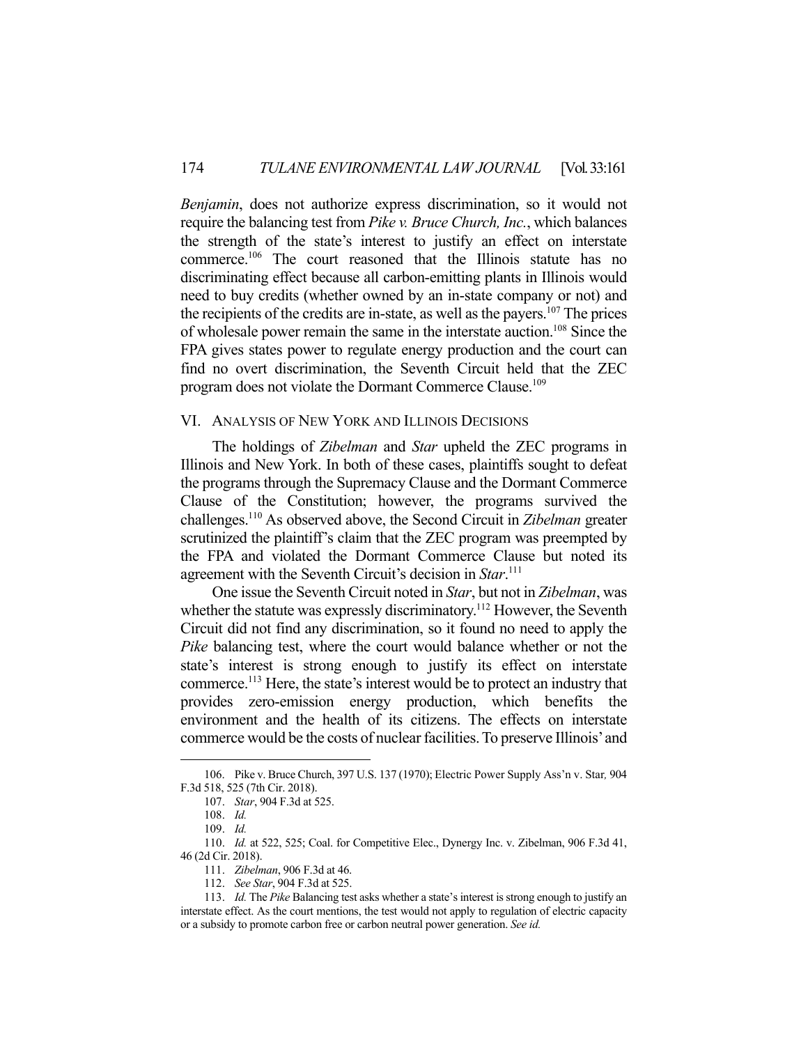*Benjamin*, does not authorize express discrimination, so it would not require the balancing test from *Pike v. Bruce Church, Inc.*, which balances the strength of the state's interest to justify an effect on interstate commerce.[106] The court reasoned that the Illinois statute has no discriminating effect because all carbon-emitting plants in Illinois would need to buy credits (whether owned by an in-state company or not) and the recipients of the credits are in-state, as well as the payers.[107] The prices of wholesale power remain the same in the interstate auction.[108] Since the FPA gives states power to regulate energy production and the court can find no overt discrimination, the Seventh Circuit held that the ZEC program does not violate the Dormant Commerce Clause.[109]

## VI. ANALYSIS OF NEW YORK AND ILLINOIS DECISIONS

The holdings of *Zibelman* and *Star* upheld the ZEC programs in Illinois and New York. In both of these cases, plaintiffs sought to defeat the programs through the Supremacy Clause and the Dormant Commerce Clause of the Constitution; however, the programs survived the challenges.[110] As observed above, the Second Circuit in *Zibelman* greater scrutinized the plaintiff's claim that the ZEC program was preempted by the FPA and violated the Dormant Commerce Clause but noted its agreement with the Seventh Circuit's decision in *Star*.[111]

One issue the Seventh Circuit noted in *Star*, but not in *Zibelman*, was whether the statute was expressly discriminatory.[112] However, the Seventh Circuit did not find any discrimination, so it found no need to apply the *Pike* balancing test, where the court would balance whether or not the state's interest is strong enough to justify its effect on interstate commerce.[113] Here, the state's interest would be to protect an industry that provides zero-emission energy production, which benefits the environment and the health of its citizens. The effects on interstate commerce would be the costs of nuclear facilities. To preserve Illinois' and

---

106. Pike v. Bruce Church, 397 U.S. 137 (1970); Electric Power Supply Ass'n v. Star, 904 F.3d 518, 525 (7th Cir. 2018).

107. *Star*, 904 F.3d at 525.

108. *Id.*

109. *Id.*

110. *Id.* at 522, 525; Coal. for Competitive Elec., Dynergy Inc. v. Zibelman, 906 F.3d 41, 46 (2d Cir. 2018).

111. *Zibelman*, 906 F.3d at 46.

112. *See Star*, 904 F.3d at 525.

113. *Id.* The *Pike* Balancing test asks whether a state's interest is strong enough to justify an interstate effect. As the court mentions, the test would not apply to regulation of electric capacity or a subsidy to promote carbon free or carbon neutral power generation. *See id.*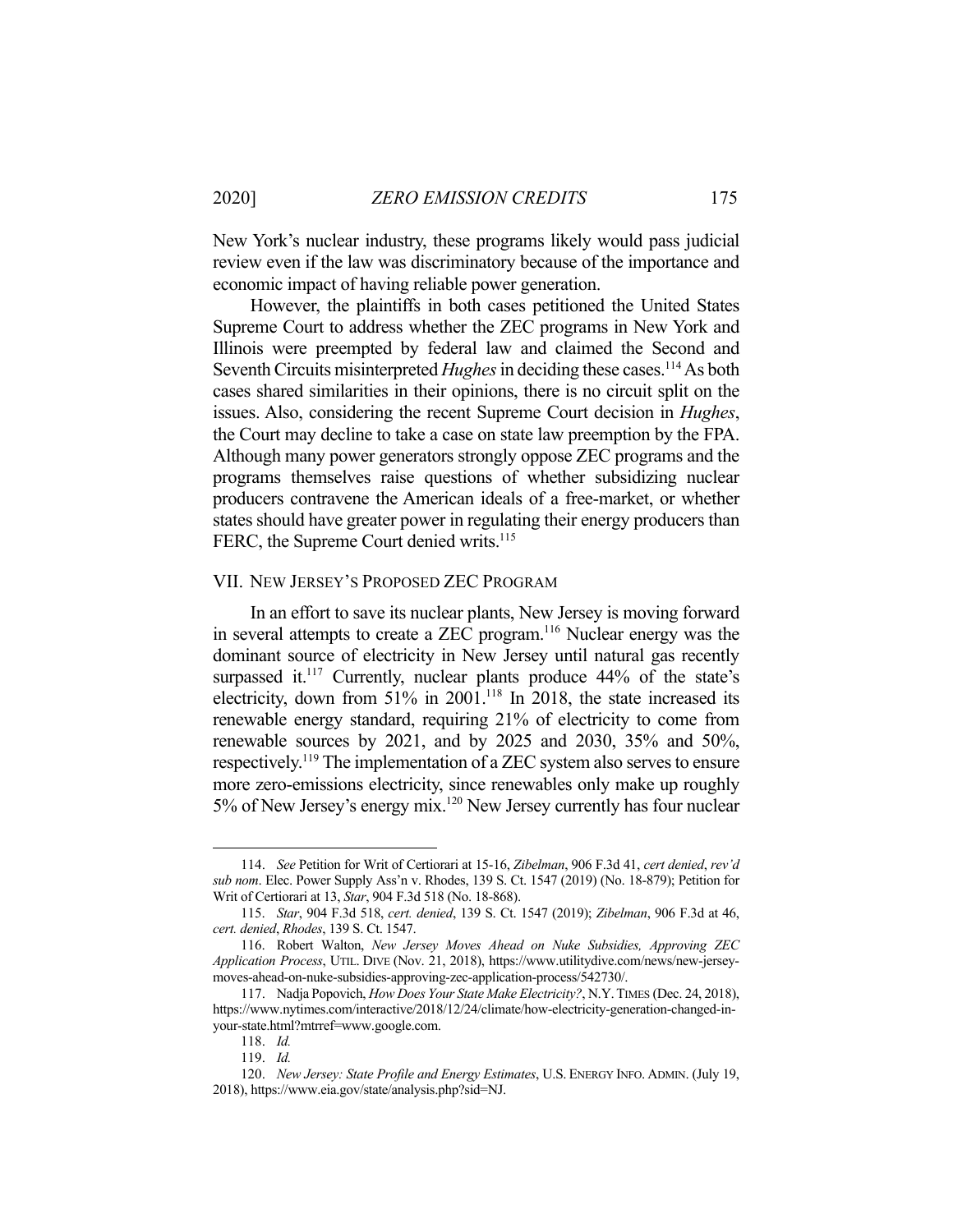New York's nuclear industry, these programs likely would pass judicial review even if the law was discriminatory because of the importance and economic impact of having reliable power generation.

However, the plaintiffs in both cases petitioned the United States Supreme Court to address whether the ZEC programs in New York and Illinois were preempted by federal law and claimed the Second and Seventh Circuits misinterpreted *Hughes* in deciding these cases.[114] As both cases shared similarities in their opinions, there is no circuit split on the issues. Also, considering the recent Supreme Court decision in *Hughes*, the Court may decline to take a case on state law preemption by the FPA. Although many power generators strongly oppose ZEC programs and the programs themselves raise questions of whether subsidizing nuclear producers contravene the American ideals of a free-market, or whether states should have greater power in regulating their energy producers than FERC, the Supreme Court denied writs.[115]

## VII. New Jersey's Proposed ZEC Program

In an effort to save its nuclear plants, New Jersey is moving forward in several attempts to create a ZEC program.[116] Nuclear energy was the dominant source of electricity in New Jersey until natural gas recently surpassed it.[117] Currently, nuclear plants produce 44% of the state's electricity, down from 51% in 2001.[118] In 2018, the state increased its renewable energy standard, requiring 21% of electricity to come from renewable sources by 2021, and by 2025 and 2030, 35% and 50%, respectively.[119] The implementation of a ZEC system also serves to ensure more zero-emissions electricity, since renewables only make up roughly 5% of New Jersey's energy mix.[120] New Jersey currently has four nuclear

---

114. *See* Petition for Writ of Certiorari at 15-16, *Zibelman*, 906 F.3d 41, *cert denied*, *rev'd sub nom*. Elec. Power Supply Ass'n v. Rhodes, 139 S. Ct. 1547 (2019) (No. 18-879); Petition for Writ of Certiorari at 13, *Star*, 904 F.3d 518 (No. 18-868).

115. *Star*, 904 F.3d 518, *cert. denied*, 139 S. Ct. 1547 (2019); *Zibelman*, 906 F.3d at 46, *cert. denied*, *Rhodes*, 139 S. Ct. 1547.

116. Robert Walton, *New Jersey Moves Ahead on Nuke Subsidies, Approving ZEC Application Process*, UTIL. DIVE (Nov. 21, 2018), https://www.utilitydive.com/news/new-jersey-moves-ahead-on-nuke-subsidies-approving-zec-application-process/542730/.

117. Nadja Popovich, *How Does Your State Make Electricity?*, N.Y. TIMES (Dec. 24, 2018), https://www.nytimes.com/interactive/2018/12/24/climate/how-electricity-generation-changed-in-your-state.html?mtrref=www.google.com.

118. *Id.*

119. *Id.*

120. *New Jersey: State Profile and Energy Estimates*, U.S. ENERGY INFO. ADMIN. (July 19, 2018), https://www.eia.gov/state/analysis.php?sid=NJ.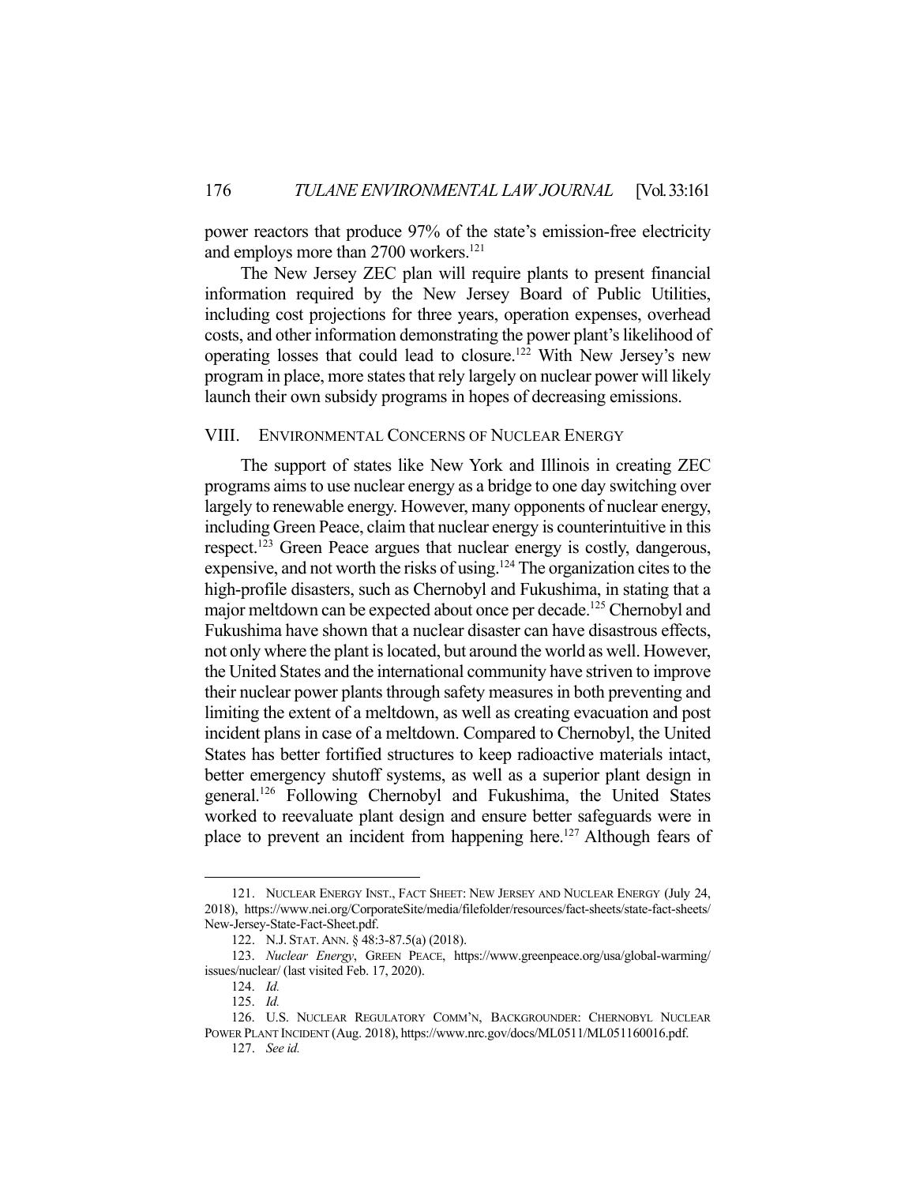power reactors that produce 97% of the state's emission-free electricity and employs more than 2700 workers.[121]

The New Jersey ZEC plan will require plants to present financial information required by the New Jersey Board of Public Utilities, including cost projections for three years, operation expenses, overhead costs, and other information demonstrating the power plant's likelihood of operating losses that could lead to closure.[122] With New Jersey's new program in place, more states that rely largely on nuclear power will likely launch their own subsidy programs in hopes of decreasing emissions.

## VIII. ENVIRONMENTAL CONCERNS OF NUCLEAR ENERGY

The support of states like New York and Illinois in creating ZEC programs aims to use nuclear energy as a bridge to one day switching over largely to renewable energy. However, many opponents of nuclear energy, including Green Peace, claim that nuclear energy is counterintuitive in this respect.[123] Green Peace argues that nuclear energy is costly, dangerous, expensive, and not worth the risks of using.[124] The organization cites to the high-profile disasters, such as Chernobyl and Fukushima, in stating that a major meltdown can be expected about once per decade.[125] Chernobyl and Fukushima have shown that a nuclear disaster can have disastrous effects, not only where the plant is located, but around the world as well. However, the United States and the international community have striven to improve their nuclear power plants through safety measures in both preventing and limiting the extent of a meltdown, as well as creating evacuation and post incident plans in case of a meltdown. Compared to Chernobyl, the United States has better fortified structures to keep radioactive materials intact, better emergency shutoff systems, as well as a superior plant design in general.[126] Following Chernobyl and Fukushima, the United States worked to reevaluate plant design and ensure better safeguards were in place to prevent an incident from happening here.[127] Although fears of

---

121. NUCLEAR ENERGY INST., FACT SHEET: NEW JERSEY AND NUCLEAR ENERGY (July 24, 2018), https://www.nei.org/CorporateSite/media/filefolder/resources/fact-sheets/state-fact-sheets/New-Jersey-State-Fact-Sheet.pdf.

122. N.J. STAT. ANN. § 48:3-87.5(a) (2018).

123. *Nuclear Energy*, GREEN PEACE, https://www.greenpeace.org/usa/global-warming/issues/nuclear/ (last visited Feb. 17, 2020).

124. *Id.*

125. *Id.*

126. U.S. NUCLEAR REGULATORY COMM'N, BACKGROUNDER: CHERNOBYL NUCLEAR POWER PLANT INCIDENT (Aug. 2018), https://www.nrc.gov/docs/ML0511/ML051160016.pdf.

127. *See id.*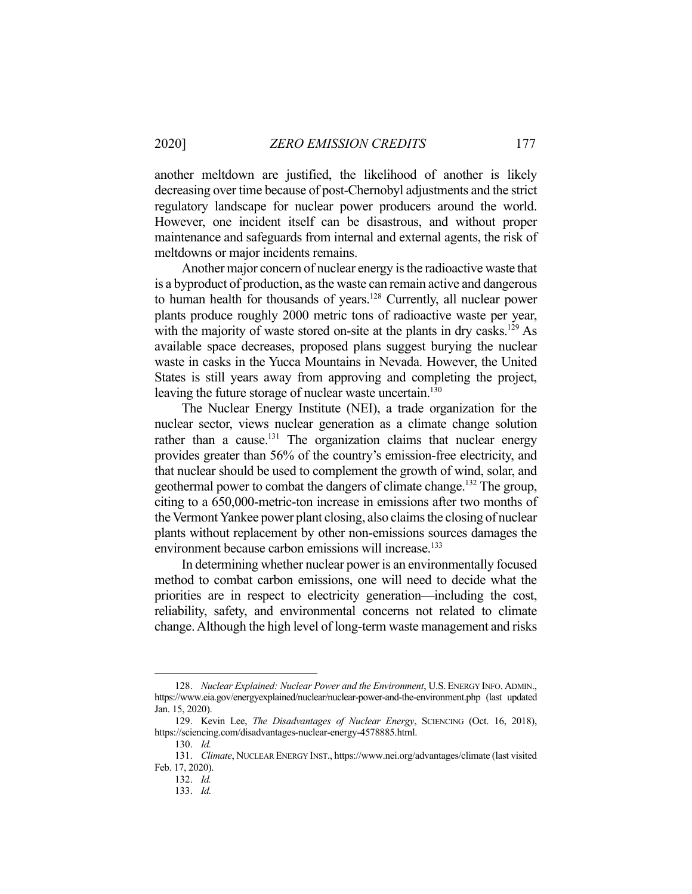another meltdown are justified, the likelihood of another is likely decreasing over time because of post-Chernobyl adjustments and the strict regulatory landscape for nuclear power producers around the world. However, one incident itself can be disastrous, and without proper maintenance and safeguards from internal and external agents, the risk of meltdowns or major incidents remains.

Another major concern of nuclear energy is the radioactive waste that is a byproduct of production, as the waste can remain active and dangerous to human health for thousands of years.[128] Currently, all nuclear power plants produce roughly 2000 metric tons of radioactive waste per year, with the majority of waste stored on-site at the plants in dry casks.[129] As available space decreases, proposed plans suggest burying the nuclear waste in casks in the Yucca Mountains in Nevada. However, the United States is still years away from approving and completing the project, leaving the future storage of nuclear waste uncertain.[130]

The Nuclear Energy Institute (NEI), a trade organization for the nuclear sector, views nuclear generation as a climate change solution rather than a cause.[131] The organization claims that nuclear energy provides greater than 56% of the country's emission-free electricity, and that nuclear should be used to complement the growth of wind, solar, and geothermal power to combat the dangers of climate change.[132] The group, citing to a 650,000-metric-ton increase in emissions after two months of the Vermont Yankee power plant closing, also claims the closing of nuclear plants without replacement by other non-emissions sources damages the environment because carbon emissions will increase.[133]

In determining whether nuclear power is an environmentally focused method to combat carbon emissions, one will need to decide what the priorities are in respect to electricity generation—including the cost, reliability, safety, and environmental concerns not related to climate change. Although the high level of long-term waste management and risks

---

128. *Nuclear Explained: Nuclear Power and the Environment*, U.S. ENERGY INFO. ADMIN., https://www.eia.gov/energyexplained/nuclear/nuclear-power-and-the-environment.php (last updated Jan. 15, 2020).

129. Kevin Lee, *The Disadvantages of Nuclear Energy*, SCIENCING (Oct. 16, 2018), https://sciencing.com/disadvantages-nuclear-energy-4578885.html.

130. *Id.*

131. *Climate*, NUCLEAR ENERGY INST., https://www.nei.org/advantages/climate (last visited Feb. 17, 2020).

132. *Id.*

133. *Id.*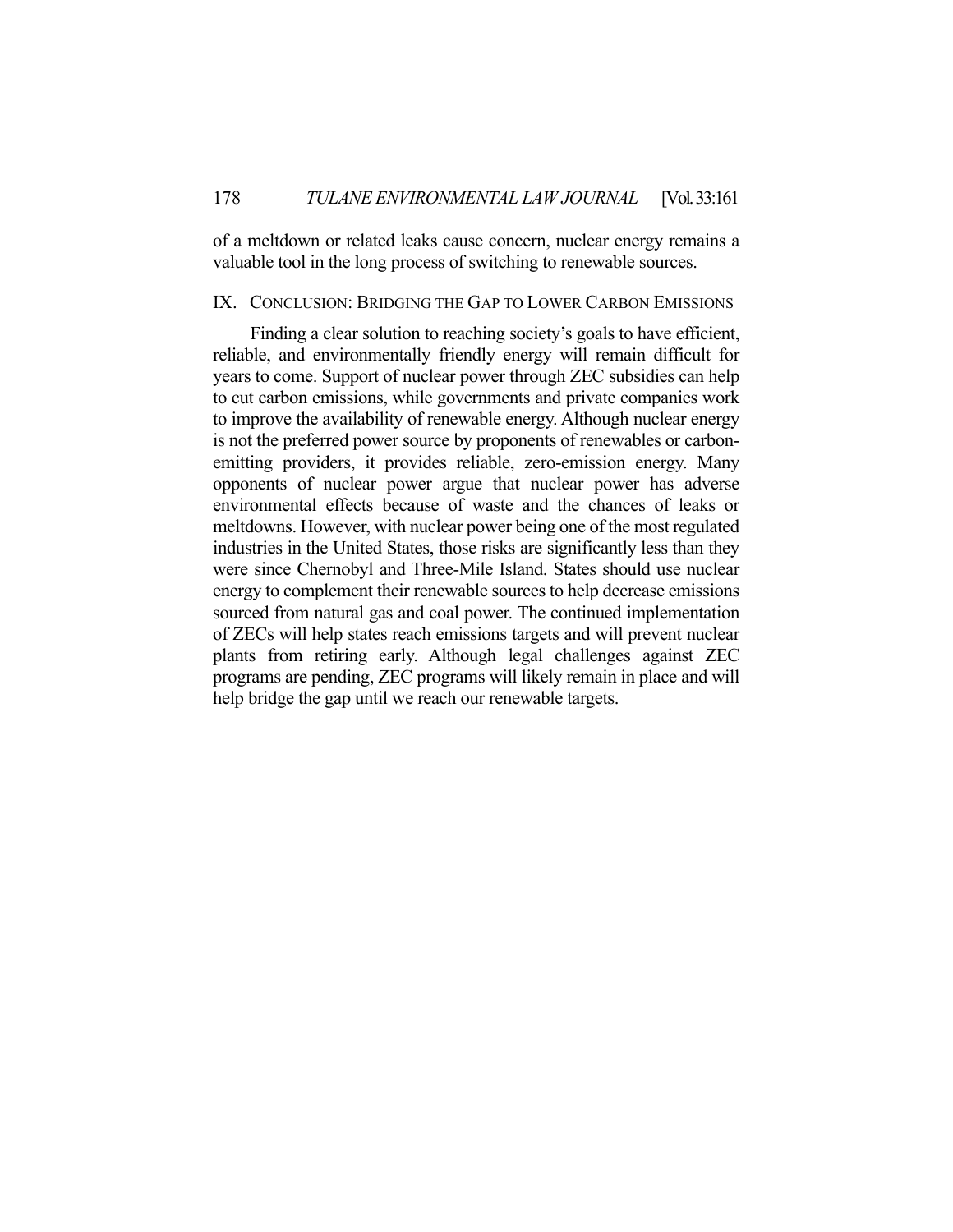of a meltdown or related leaks cause concern, nuclear energy remains a valuable tool in the long process of switching to renewable sources.

## IX. CONCLUSION: BRIDGING THE GAP TO LOWER CARBON EMISSIONS

Finding a clear solution to reaching society's goals to have efficient, reliable, and environmentally friendly energy will remain difficult for years to come. Support of nuclear power through ZEC subsidies can help to cut carbon emissions, while governments and private companies work to improve the availability of renewable energy. Although nuclear energy is not the preferred power source by proponents of renewables or carbon-emitting providers, it provides reliable, zero-emission energy. Many opponents of nuclear power argue that nuclear power has adverse environmental effects because of waste and the chances of leaks or meltdowns. However, with nuclear power being one of the most regulated industries in the United States, those risks are significantly less than they were since Chernobyl and Three-Mile Island. States should use nuclear energy to complement their renewable sources to help decrease emissions sourced from natural gas and coal power. The continued implementation of ZECs will help states reach emissions targets and will prevent nuclear plants from retiring early. Although legal challenges against ZEC programs are pending, ZEC programs will likely remain in place and will help bridge the gap until we reach our renewable targets.